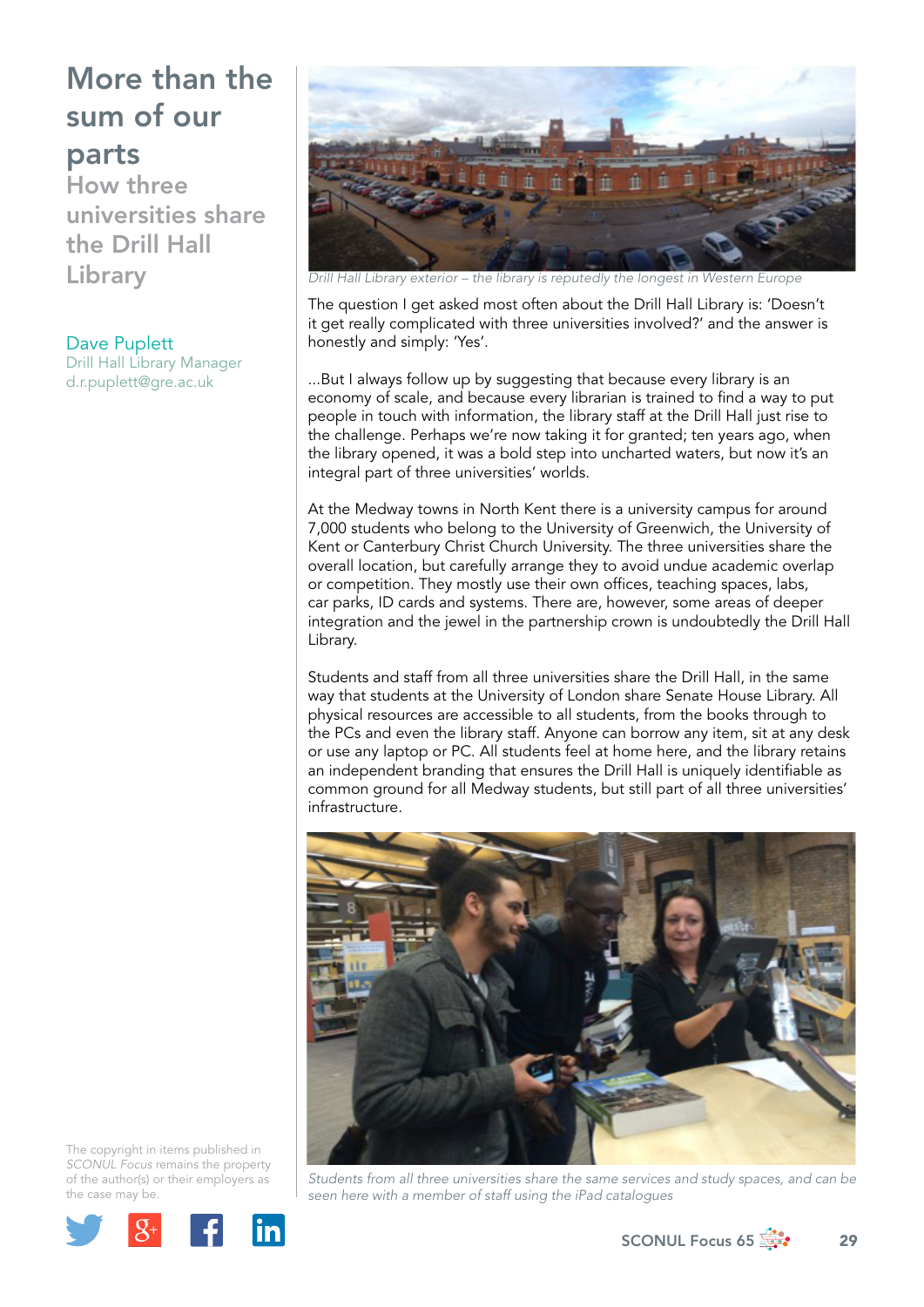# More than the sum of our parts

## How three universities share the Drill Hall Library

**Dave Puplett**
Drill Hall Library Manager
d.r.puplett@gre.ac.uk

*Drill Hall Library exterior – the library is reputedly the longest in Western Europe*

The question I get asked most often about the Drill Hall Library is: 'Doesn't it get really complicated with three universities involved?' and the answer is honestly and simply: 'Yes'.

...But I always follow up by suggesting that because every library is an economy of scale, and because every librarian is trained to find a way to put people in touch with information, the library staff at the Drill Hall just rise to the challenge. Perhaps we're now taking it for granted; ten years ago, when the library opened, it was a bold step into uncharted waters, but now it's an integral part of three universities' worlds.

At the Medway towns in North Kent there is a university campus for around 7,000 students who belong to the University of Greenwich, the University of Kent or Canterbury Christ Church University. The three universities share the overall location, but carefully arrange they to avoid undue academic overlap or competition. They mostly use their own offices, teaching spaces, labs, car parks, ID cards and systems. There are, however, some areas of deeper integration and the jewel in the partnership crown is undoubtedly the Drill Hall Library.

Students and staff from all three universities share the Drill Hall, in the same way that students at the University of London share Senate House Library. All physical resources are accessible to all students, from the books through to the PCs and even the library staff. Anyone can borrow any item, sit at any desk or use any laptop or PC. All students feel at home here, and the library retains an independent branding that ensures the Drill Hall is uniquely identifiable as common ground for all Medway students, but still part of all three universities' infrastructure.

*Students from all three universities share the same services and study spaces, and can be seen here with a member of staff using the iPad catalogues*

The copyright in items published in *SCONUL Focus* remains the property of the author(s) or their employers as the case may be.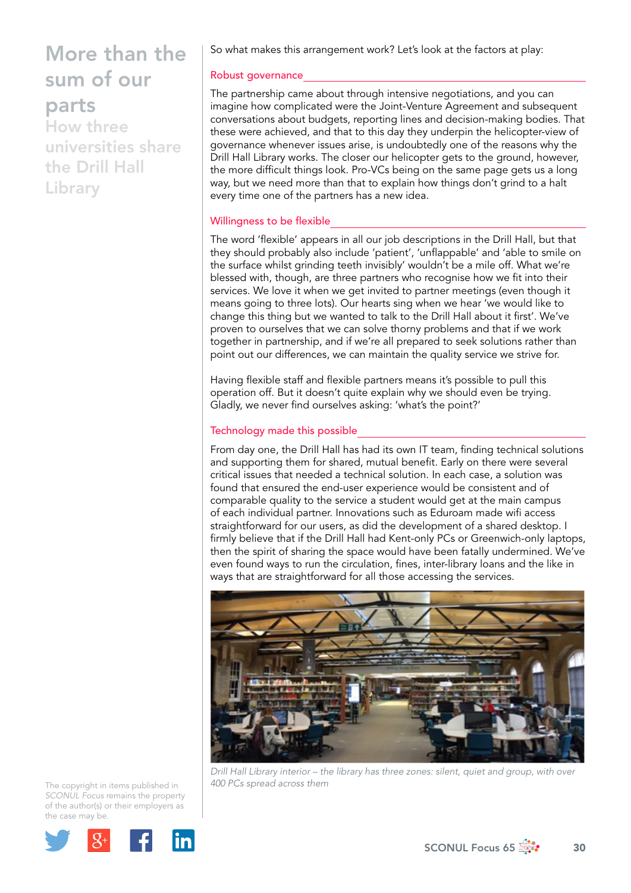So what makes this arrangement work? Let's look at the factors at play:

## Robust governance

The partnership came about through intensive negotiations, and you can imagine how complicated were the Joint-Venture Agreement and subsequent conversations about budgets, reporting lines and decision-making bodies. That these were achieved, and that to this day they underpin the helicopter-view of governance whenever issues arise, is undoubtedly one of the reasons why the Drill Hall Library works. The closer our helicopter gets to the ground, however, the more difficult things look. Pro-VCs being on the same page gets us a long way, but we need more than that to explain how things don't grind to a halt every time one of the partners has a new idea.

## Willingness to be flexible

The word 'flexible' appears in all our job descriptions in the Drill Hall, but that they should probably also include 'patient', 'unflappable' and 'able to smile on the surface whilst grinding teeth invisibly' wouldn't be a mile off. What we're blessed with, though, are three partners who recognise how we fit into their services. We love it when we get invited to partner meetings (even though it means going to three lots). Our hearts sing when we hear 'we would like to change this thing but we wanted to talk to the Drill Hall about it first'. We've proven to ourselves that we can solve thorny problems and that if we work together in partnership, and if we're all prepared to seek solutions rather than point out our differences, we can maintain the quality service we strive for.

Having flexible staff and flexible partners means it's possible to pull this operation off. But it doesn't quite explain why we should even be trying. Gladly, we never find ourselves asking: 'what's the point?'

## Technology made this possible

From day one, the Drill Hall has had its own IT team, finding technical solutions and supporting them for shared, mutual benefit. Early on there were several critical issues that needed a technical solution. In each case, a solution was found that ensured the end-user experience would be consistent and of comparable quality to the service a student would get at the main campus of each individual partner. Innovations such as Eduroam made wifi access straightforward for our users, as did the development of a shared desktop. I firmly believe that if the Drill Hall had Kent-only PCs or Greenwich-only laptops, then the spirit of sharing the space would have been fatally undermined. We've even found ways to run the circulation, fines, inter-library loans and the like in ways that are straightforward for all those accessing the services.

*Drill Hall Library interior – the library has three zones: silent, quiet and group, with over 400 PCs spread across them*

The copyright in items published in *SCONUL Focus* remains the property of the author(s) or their employers as the case may be.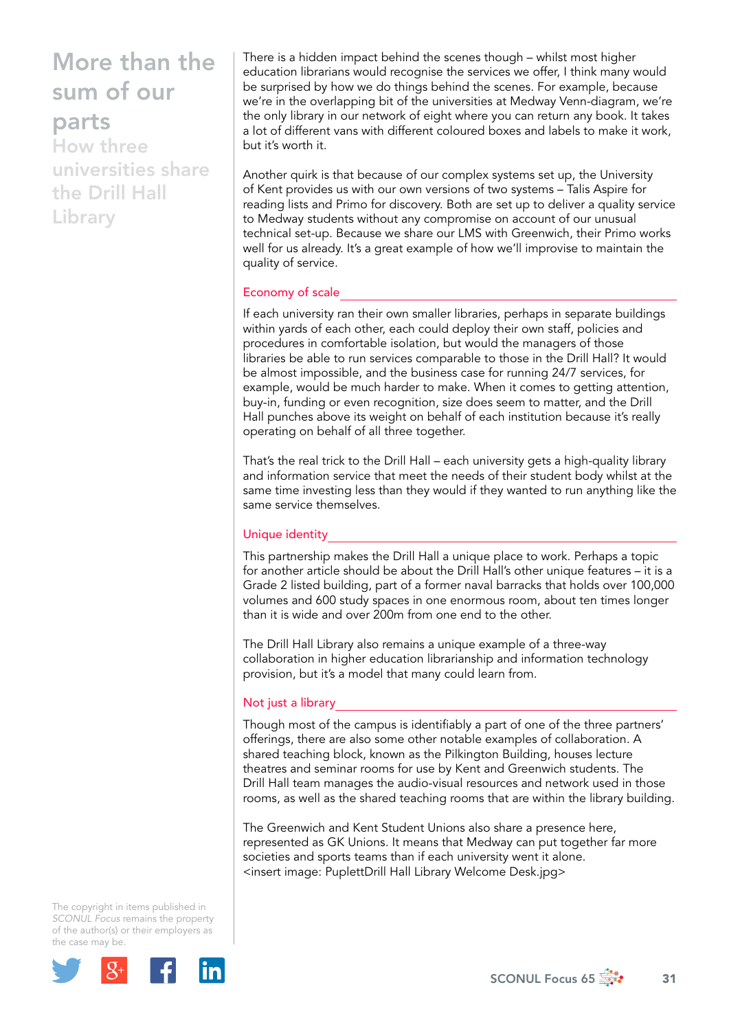There is a hidden impact behind the scenes though – whilst most higher education librarians would recognise the services we offer, I think many would be surprised by how we do things behind the scenes. For example, because we're in the overlapping bit of the universities at Medway Venn-diagram, we're the only library in our network of eight where you can return any book. It takes a lot of different vans with different coloured boxes and labels to make it work, but it's worth it.

Another quirk is that because of our complex systems set up, the University of Kent provides us with our own versions of two systems – Talis Aspire for reading lists and Primo for discovery. Both are set up to deliver a quality service to Medway students without any compromise on account of our unusual technical set-up. Because we share our LMS with Greenwich, their Primo works well for us already. It's a great example of how we'll improvise to maintain the quality of service.

## Economy of scale

If each university ran their own smaller libraries, perhaps in separate buildings within yards of each other, each could deploy their own staff, policies and procedures in comfortable isolation, but would the managers of those libraries be able to run services comparable to those in the Drill Hall? It would be almost impossible, and the business case for running 24/7 services, for example, would be much harder to make. When it comes to getting attention, buy-in, funding or even recognition, size does seem to matter, and the Drill Hall punches above its weight on behalf of each institution because it's really operating on behalf of all three together.

That's the real trick to the Drill Hall – each university gets a high-quality library and information service that meet the needs of their student body whilst at the same time investing less than they would if they wanted to run anything like the same service themselves.

## Unique identity

This partnership makes the Drill Hall a unique place to work. Perhaps a topic for another article should be about the Drill Hall's other unique features – it is a Grade 2 listed building, part of a former naval barracks that holds over 100,000 volumes and 600 study spaces in one enormous room, about ten times longer than it is wide and over 200m from one end to the other.

The Drill Hall Library also remains a unique example of a three-way collaboration in higher education librarianship and information technology provision, but it's a model that many could learn from.

## Not just a library

Though most of the campus is identifiably a part of one of the three partners' offerings, there are also some other notable examples of collaboration. A shared teaching block, known as the Pilkington Building, houses lecture theatres and seminar rooms for use by Kent and Greenwich students. The Drill Hall team manages the audio-visual resources and network used in those rooms, as well as the shared teaching rooms that are within the library building.

The Greenwich and Kent Student Unions also share a presence here, represented as GK Unions. It means that Medway can put together far more societies and sports teams than if each university went it alone.
<insert image: PuplettDrill Hall Library Welcome Desk.jpg>

The copyright in items published in *SCONUL Focus* remains the property of the author(s) or their employers as the case may be.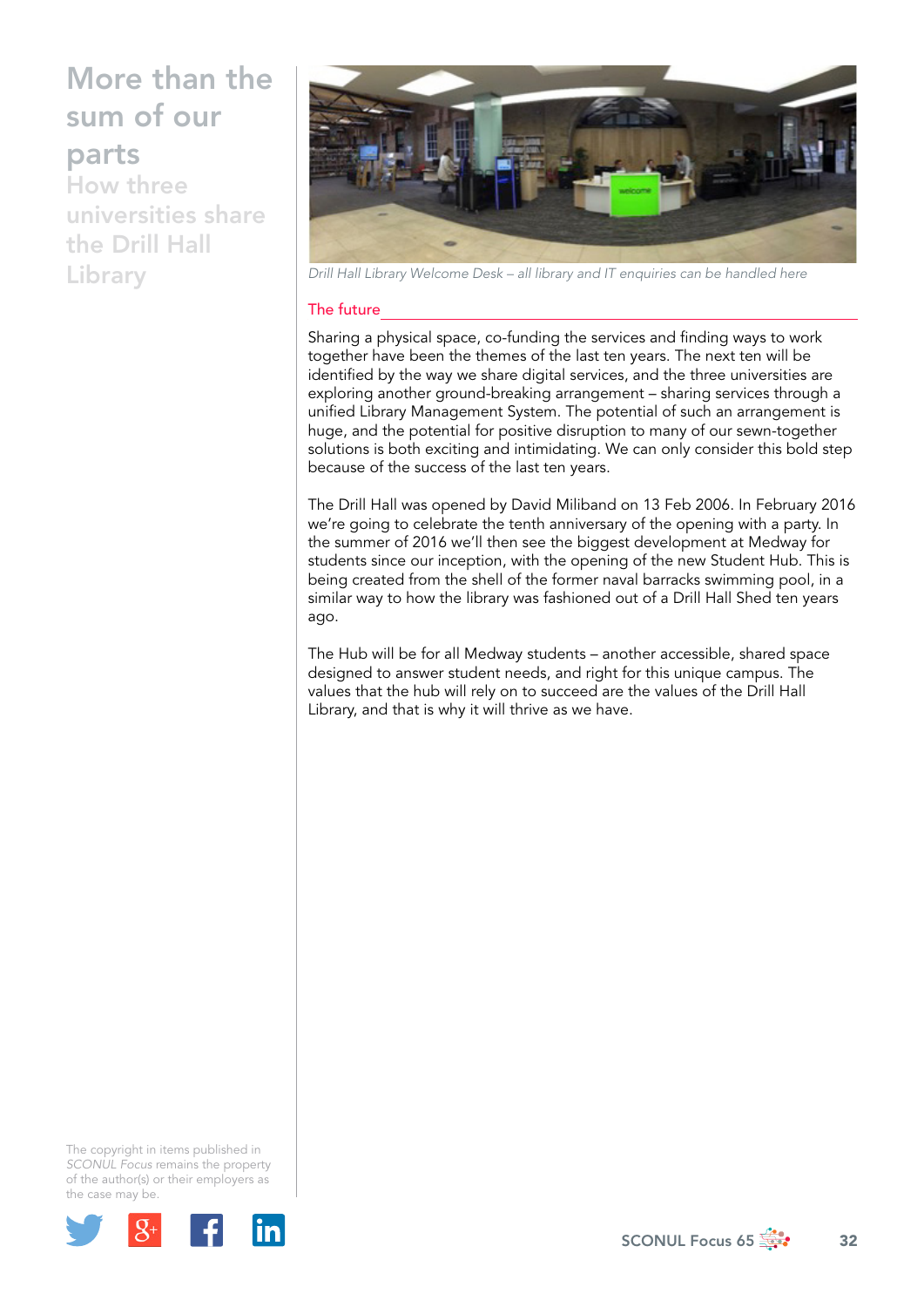Drill Hall Library Welcome Desk – all library and IT enquiries can be handled here

## The future

Sharing a physical space, co-funding the services and finding ways to work together have been the themes of the last ten years. The next ten will be identified by the way we share digital services, and the three universities are exploring another ground-breaking arrangement – sharing services through a unified Library Management System. The potential of such an arrangement is huge, and the potential for positive disruption to many of our sewn-together solutions is both exciting and intimidating. We can only consider this bold step because of the success of the last ten years.

The Drill Hall was opened by David Miliband on 13 Feb 2006. In February 2016 we're going to celebrate the tenth anniversary of the opening with a party. In the summer of 2016 we'll then see the biggest development at Medway for students since our inception, with the opening of the new Student Hub. This is being created from the shell of the former naval barracks swimming pool, in a similar way to how the library was fashioned out of a Drill Hall Shed ten years ago.

The Hub will be for all Medway students – another accessible, shared space designed to answer student needs, and right for this unique campus. The values that the hub will rely on to succeed are the values of the Drill Hall Library, and that is why it will thrive as we have.

The copyright in items published in *SCONUL Focus* remains the property of the author(s) or their employers as the case may be.